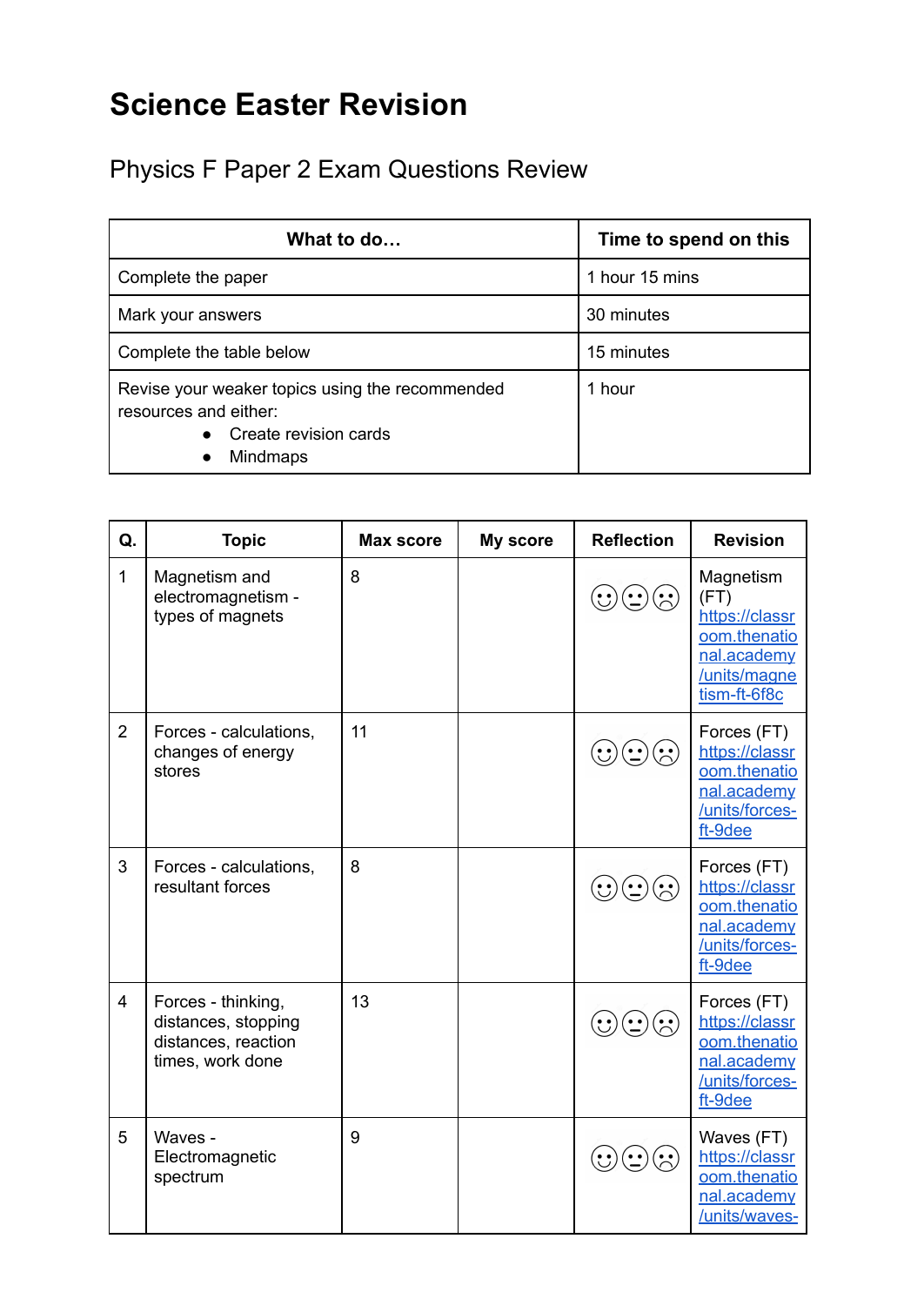# Science Easter Revision

## Physics F Paper 2 Exam Questions Review

| What to do… | Time to spend on this |
|---|---|
| Complete the paper | 1 hour 15 mins |
| Mark your answers | 30 minutes |
| Complete the table below | 15 minutes |
| Revise your weaker topics using the recommended resources and either:<br>• Create revision cards<br>• Mindmaps | 1 hour |

| Q. | Topic | Max score | My score | Reflection | Revision |
|---|---|---|---|---|---|
| 1 | Magnetism and electromagnetism - types of magnets | 8 | | ☺ 😐 ☹ | Magnetism (FT) https://classroom.thenational.academy/units/magnetism-ft-6f8c |
| 2 | Forces - calculations, changes of energy stores | 11 | | ☺ 😐 ☹ | Forces (FT) https://classroom.thenational.academy/units/forces-ft-9dee |
| 3 | Forces - calculations, resultant forces | 8 | | ☺ 😐 ☹ | Forces (FT) https://classroom.thenational.academy/units/forces-ft-9dee |
| 4 | Forces - thinking, distances, stopping distances, reaction times, work done | 13 | | ☺ 😐 ☹ | Forces (FT) https://classroom.thenational.academy/units/forces-ft-9dee |
| 5 | Waves - Electromagnetic spectrum | 9 | | ☺ 😐 ☹ | Waves (FT) https://classroom.thenational.academy/units/waves- |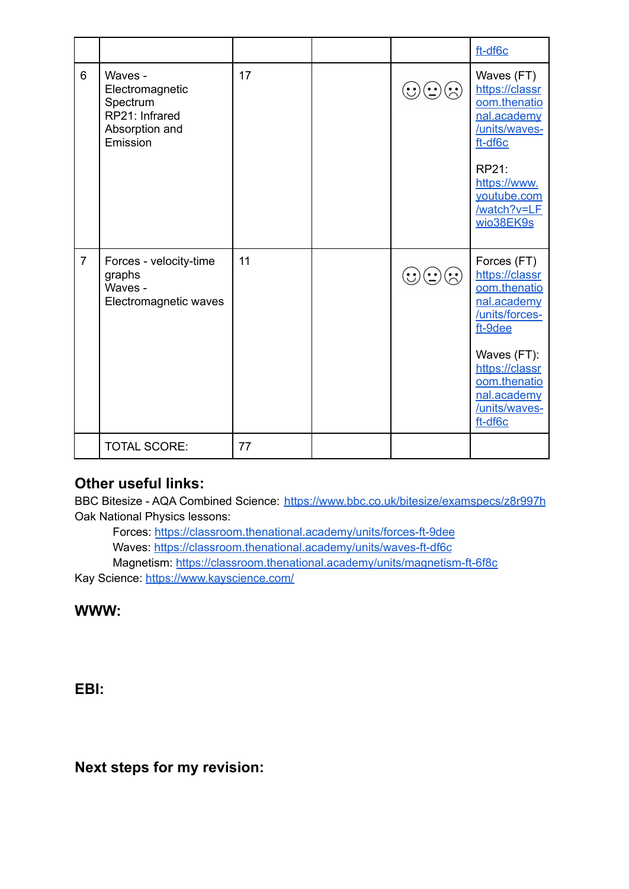| | | | | | |
|---|---|---|---|---|---|
| | | | | | ft-df6c |
| 6 | Waves - Electromagnetic Spectrum RP21: Infrared Absorption and Emission | 17 | | ☺😐☹ | Waves (FT) https://classroom.thenational.academy/units/waves-ft-df6c RP21: https://www.youtube.com/watch?v=LFwio38EK9s |
| 7 | Forces - velocity-time graphs Waves - Electromagnetic waves | 11 | | ☺😐☹ | Forces (FT) https://classroom.thenational.academy/units/forces-ft-9dee Waves (FT): https://classroom.thenational.academy/units/waves-ft-df6c |
| | TOTAL SCORE: | 77 | | | |

## Other useful links:

BBC Bitesize - AQA Combined Science: https://www.bbc.co.uk/bitesize/examspecs/z8r997h

Oak National Physics lessons:

- Forces: https://classroom.thenational.academy/units/forces-ft-9dee
- Waves: https://classroom.thenational.academy/units/waves-ft-df6c
- Magnetism: https://classroom.thenational.academy/units/magnetism-ft-6f8c

Kay Science: https://www.kayscience.com/

## WWW:

## EBI:

## Next steps for my revision: